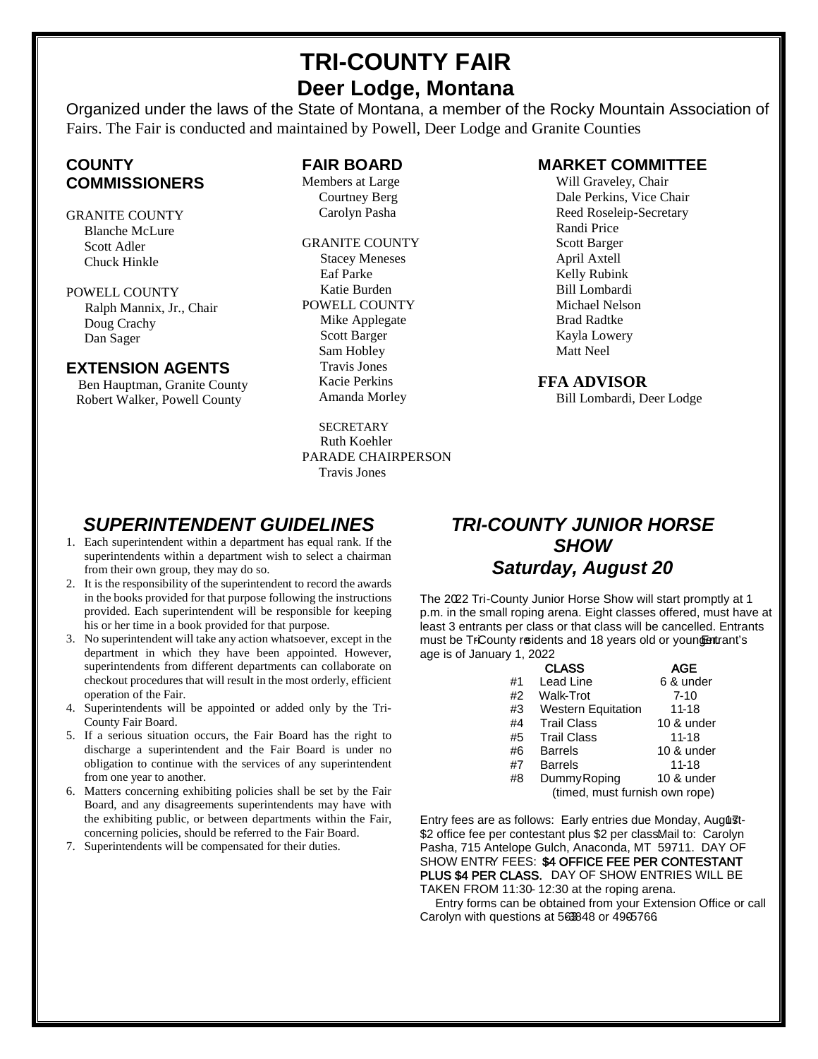# TRI-COUNTY FAIR

## Deer Lodge, Montana

Organized under the laws of the State of Montana, a member of the Rocky Mountain Association of Fairs. The Fair is conducted and maintained by Powell, Deer Lodge and Granite Counties

### COUNTY COMMISSIONERS

GRANITE COUNTY
- Blanche McLure
- Scott Adler
- Chuck Hinkle

POWELL COUNTY
- Ralph Mannix, Jr., Chair
- Doug Crachy
- Dan Sager

### EXTENSION AGENTS

- Ben Hauptman, Granite County
- Robert Walker, Powell County

### FAIR BOARD

Members at Large
- Courtney Berg
- Carolyn Pasha

GRANITE COUNTY
- Stacey Meneses
- Eaf Parke
- Katie Burden

POWELL COUNTY
- Mike Applegate
- Scott Barger
- Sam Hobley
- Travis Jones
- Kacie Perkins
- Amanda Morley

SECRETARY
- Ruth Koehler

PARADE CHAIRPERSON
- Travis Jones

### MARKET COMMITTEE

- Will Graveley, Chair
- Dale Perkins, Vice Chair
- Reed Roseleip-Secretary
- Randi Price
- Scott Barger
- April Axtell
- Kelly Rubink
- Bill Lombardi
- Michael Nelson
- Brad Radtke
- Kayla Lowery
- Matt Neel

### FFA ADVISOR

- Bill Lombardi, Deer Lodge

## *SUPERINTENDENT GUIDELINES*

1. Each superintendent within a department has equal rank. If the superintendents within a department wish to select a chairman from their own group, they may do so.
2. It is the responsibility of the superintendent to record the awards in the books provided for that purpose following the instructions provided. Each superintendent will be responsible for keeping his or her time in a book provided for that purpose.
3. No superintendent will take any action whatsoever, except in the department in which they have been appointed. However, superintendents from different departments can collaborate on checkout procedures that will result in the most orderly, efficient operation of the Fair.
4. Superintendents will be appointed or added only by the Tri-County Fair Board.
5. If a serious situation occurs, the Fair Board has the right to discharge a superintendent and the Fair Board is under no obligation to continue with the services of any superintendent from one year to another.
6. Matters concerning exhibiting policies shall be set by the Fair Board, and any disagreements superintendents may have with the exhibiting public, or between departments within the Fair, concerning policies, should be referred to the Fair Board.
7. Superintendents will be compensated for their duties.

## *TRI-COUNTY JUNIOR HORSE SHOW*

### *Saturday, August 20*

The 2022 Tri-County Junior Horse Show will start promptly at 1 p.m. in the small roping arena. Eight classes offered, must have at least 3 entrants per class or that class will be cancelled. Entrants must be Tri-County residents and 18 years old or younger. Entrant's age is of January 1, 2022

| | CLASS | AGE |
|---|---|---|
| #1 | Lead Line | 6 & under |
| #2 | Walk-Trot | 7-10 |
| #3 | Western Equitation | 11-18 |
| #4 | Trail Class | 10 & under |
| #5 | Trail Class | 11-18 |
| #6 | Barrels | 10 & under |
| #7 | Barrels | 11-18 |
| #8 | Dummy Roping (timed, must furnish own rope) | 10 & under |

Entry fees are as follows: Early entries due Monday, August 17 - $2 office fee per contestant plus $2 per class. Mail to: Carolyn Pasha, 715 Antelope Gulch, Anaconda, MT 59711. DAY OF SHOW ENTRY FEES: **$4 OFFICE FEE PER CONTESTANT PLUS $4 PER CLASS.** DAY OF SHOW ENTRIES WILL BE TAKEN FROM 11:30- 12:30 at the roping arena.

Entry forms can be obtained from your Extension Office or call Carolyn with questions at 563-3848 or 490-5766.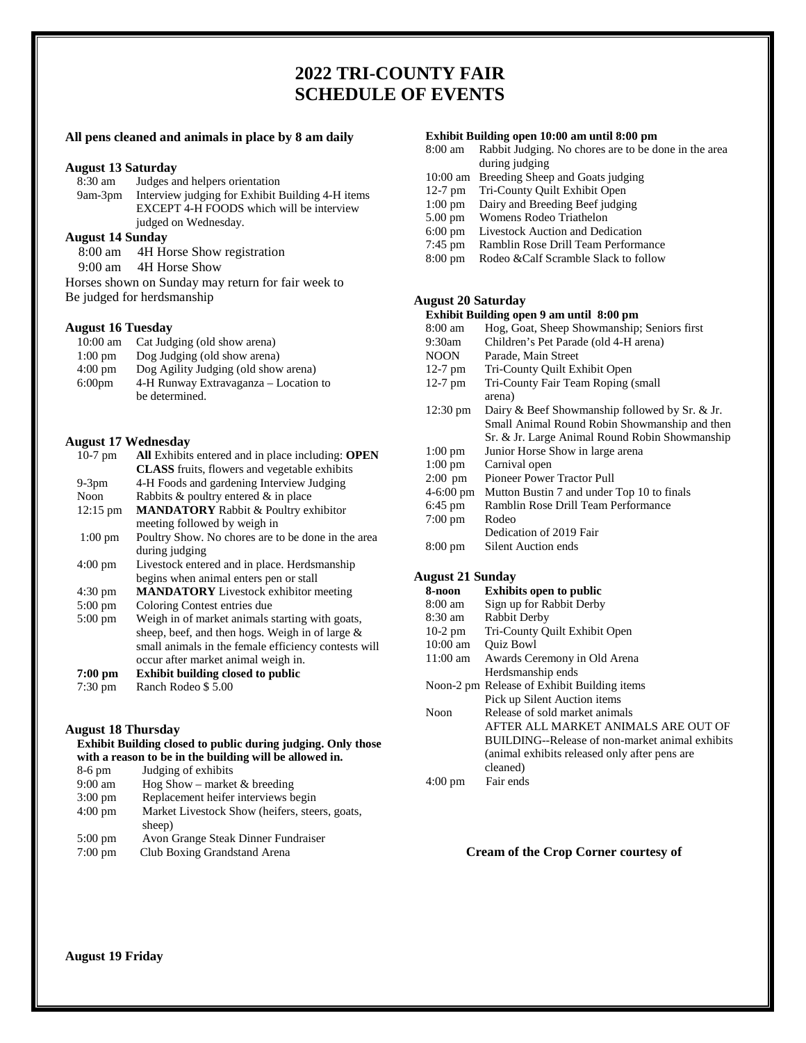# 2022 TRI-COUNTY FAIR
# SCHEDULE OF EVENTS

**All pens cleaned and animals in place by 8 am daily**

### August 13 Saturday

| | |
|---|---|
| 8:30 am | Judges and helpers orientation |
| 9am-3pm | Interview judging for Exhibit Building 4-H items EXCEPT 4-H FOODS which will be interview judged on Wednesday. |

### August 14 Sunday

| | |
|---|---|
| 8:00 am | 4H Horse Show registration |
| 9:00 am | 4H Horse Show |

Horses shown on Sunday may return for fair week to Be judged for herdsmanship

### August 16 Tuesday

| | |
|---|---|
| 10:00 am | Cat Judging (old show arena) |
| 1:00 pm | Dog Judging (old show arena) |
| 4:00 pm | Dog Agility Judging (old show arena) |
| 6:00pm | 4-H Runway Extravaganza – Location to be determined. |

### August 17 Wednesday

| | |
|---|---|
| 10-7 pm | **All** Exhibits entered and in place including: **OPEN CLASS** fruits, flowers and vegetable exhibits |
| 9-3pm | 4-H Foods and gardening Interview Judging |
| Noon | Rabbits & poultry entered & in place |
| 12:15 pm | **MANDATORY** Rabbit & Poultry exhibitor meeting followed by weigh in |
| 1:00 pm | Poultry Show. No chores are to be done in the area during judging |
| 4:00 pm | Livestock entered and in place. Herdsmanship begins when animal enters pen or stall |
| 4:30 pm | **MANDATORY** Livestock exhibitor meeting |
| 5:00 pm | Coloring Contest entries due |
| 5:00 pm | Weigh in of market animals starting with goats, sheep, beef, and then hogs. Weigh in of large & small animals in the female efficiency contests will occur after market animal weigh in. |
| **7:00 pm** | **Exhibit building closed to public** |
| 7:30 pm | Ranch Rodeo $ 5.00 |

### August 18 Thursday

**Exhibit Building closed to public during judging. Only those with a reason to be in the building will be allowed in.**

| | |
|---|---|
| 8-6 pm | Judging of exhibits |
| 9:00 am | Hog Show – market & breeding |
| 3:00 pm | Replacement heifer interviews begin |
| 4:00 pm | Market Livestock Show (heifers, steers, goats, sheep) |
| 5:00 pm | Avon Grange Steak Dinner Fundraiser |
| 7:00 pm | Club Boxing Grandstand Arena |

### August 19 Friday

**Exhibit Building open 10:00 am until 8:00 pm**

| | |
|---|---|
| 8:00 am | Rabbit Judging. No chores are to be done in the area during judging |
| 10:00 am | Breeding Sheep and Goats judging |
| 12-7 pm | Tri-County Quilt Exhibit Open |
| 1:00 pm | Dairy and Breeding Beef judging |
| 5.00 pm | Womens Rodeo Triathelon |
| 6:00 pm | Livestock Auction and Dedication |
| 7:45 pm | Ramblin Rose Drill Team Performance |
| 8:00 pm | Rodeo &Calf Scramble Slack to follow |

### August 20 Saturday

**Exhibit Building open 9 am until 8:00 pm**

| | |
|---|---|
| 8:00 am | Hog, Goat, Sheep Showmanship; Seniors first |
| 9:30am | Children's Pet Parade (old 4-H arena) |
| NOON | Parade, Main Street |
| 12-7 pm | Tri-County Quilt Exhibit Open |
| 12-7 pm | Tri-County Fair Team Roping (small arena) |
| 12:30 pm | Dairy & Beef Showmanship followed by Sr. & Jr. Small Animal Round Robin Showmanship and then Sr. & Jr. Large Animal Round Robin Showmanship |
| 1:00 pm | Junior Horse Show in large arena |
| 1:00 pm | Carnival open |
| 2:00 pm | Pioneer Power Tractor Pull |
| 4-6:00 pm | Mutton Bustin 7 and under Top 10 to finals |
| 6:45 pm | Ramblin Rose Drill Team Performance |
| 7:00 pm | Rodeo<br>Dedication of 2019 Fair |
| 8:00 pm | Silent Auction ends |

### August 21 Sunday

| | |
|---|---|
| **8-noon** | **Exhibits open to public** |
| 8:00 am | Sign up for Rabbit Derby |
| 8:30 am | Rabbit Derby |
| 10-2 pm | Tri-County Quilt Exhibit Open |
| 10:00 am | Quiz Bowl |
| 11:00 am | Awards Ceremony in Old Arena<br>Herdsmanship ends |
| Noon-2 pm | Release of Exhibit Building items<br>Pick up Silent Auction items |
| Noon | Release of sold market animals<br>AFTER ALL MARKET ANIMALS ARE OUT OF BUILDING--Release of non-market animal exhibits (animal exhibits released only after pens are cleaned) |
| 4:00 pm | Fair ends |

**Cream of the Crop Corner courtesy of**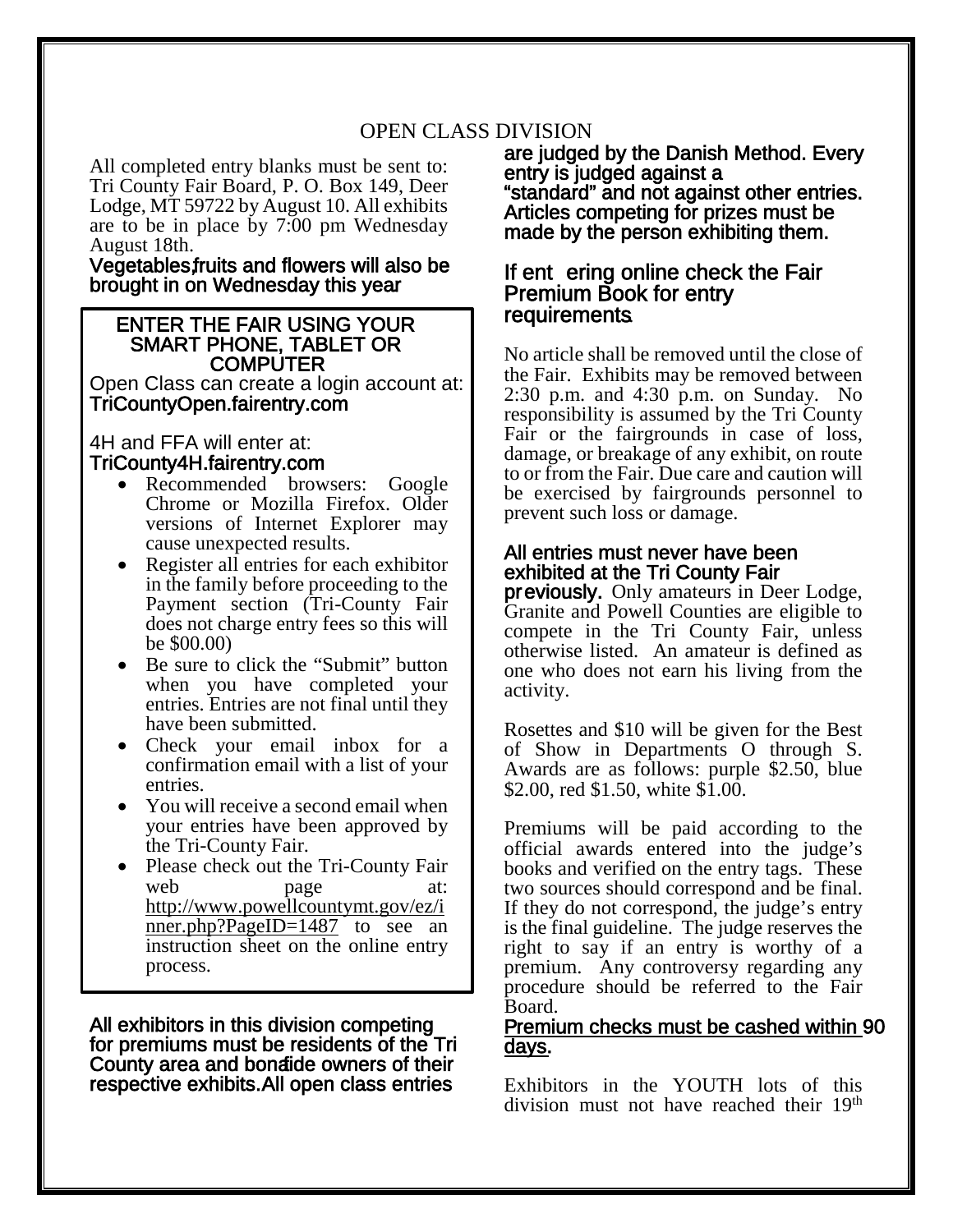# OPEN CLASS DIVISION

All completed entry blanks must be sent to: Tri County Fair Board, P. O. Box 149, Deer Lodge, MT 59722 by August 10. All exhibits are to be in place by 7:00 pm Wednesday August 18th.

**Vegetables, fruits and flowers will also be brought in on Wednesday this year**

**ENTER THE FAIR USING YOUR SMART PHONE, TABLET OR COMPUTER**

Open Class can create a login account at:
**TriCountyOpen.fairentry.com**

4H and FFA will enter at:
**TriCounty4H.fairentry.com**

- Recommended browsers: Google Chrome or Mozilla Firefox. Older versions of Internet Explorer may cause unexpected results.
- Register all entries for each exhibitor in the family before proceeding to the Payment section (Tri-County Fair does not charge entry fees so this will be $00.00)
- Be sure to click the "Submit" button when you have completed your entries. Entries are not final until they have been submitted.
- Check your email inbox for a confirmation email with a list of your entries.
- You will receive a second email when your entries have been approved by the Tri-County Fair.
- Please check out the Tri-County Fair web page at: http://www.powellcountymt.gov/ez/inner.php?PageID=1487 to see an instruction sheet on the online entry process.

**All exhibitors in this division competing for premiums must be residents of the Tri County area and bonafide owners of their respective exhibits. All open class entries are judged by the Danish Method. Every entry is judged against a "standard" and not against other entries. Articles competing for prizes must be made by the person exhibiting them.**

**If entering online check the Fair Premium Book for entry requirements.**

No article shall be removed until the close of the Fair. Exhibits may be removed between 2:30 p.m. and 4:30 p.m. on Sunday. No responsibility is assumed by the Tri County Fair or the fairgrounds in case of loss, damage, or breakage of any exhibit, on route to or from the Fair. Due care and caution will be exercised by fairgrounds personnel to prevent such loss or damage.

**All entries must never have been exhibited at the Tri County Fair previously.** Only amateurs in Deer Lodge, Granite and Powell Counties are eligible to compete in the Tri County Fair, unless otherwise listed. An amateur is defined as one who does not earn his living from the activity.

Rosettes and $10 will be given for the Best of Show in Departments O through S. Awards are as follows: purple $2.50, blue $2.00, red $1.50, white $1.00.

Premiums will be paid according to the official awards entered into the judge's books and verified on the entry tags. These two sources should correspond and be final. If they do not correspond, the judge's entry is the final guideline. The judge reserves the right to say if an entry is worthy of a premium. Any controversy regarding any procedure should be referred to the Fair Board.

**Premium checks must be cashed within 90 days.**

Exhibitors in the YOUTH lots of this division must not have reached their 19th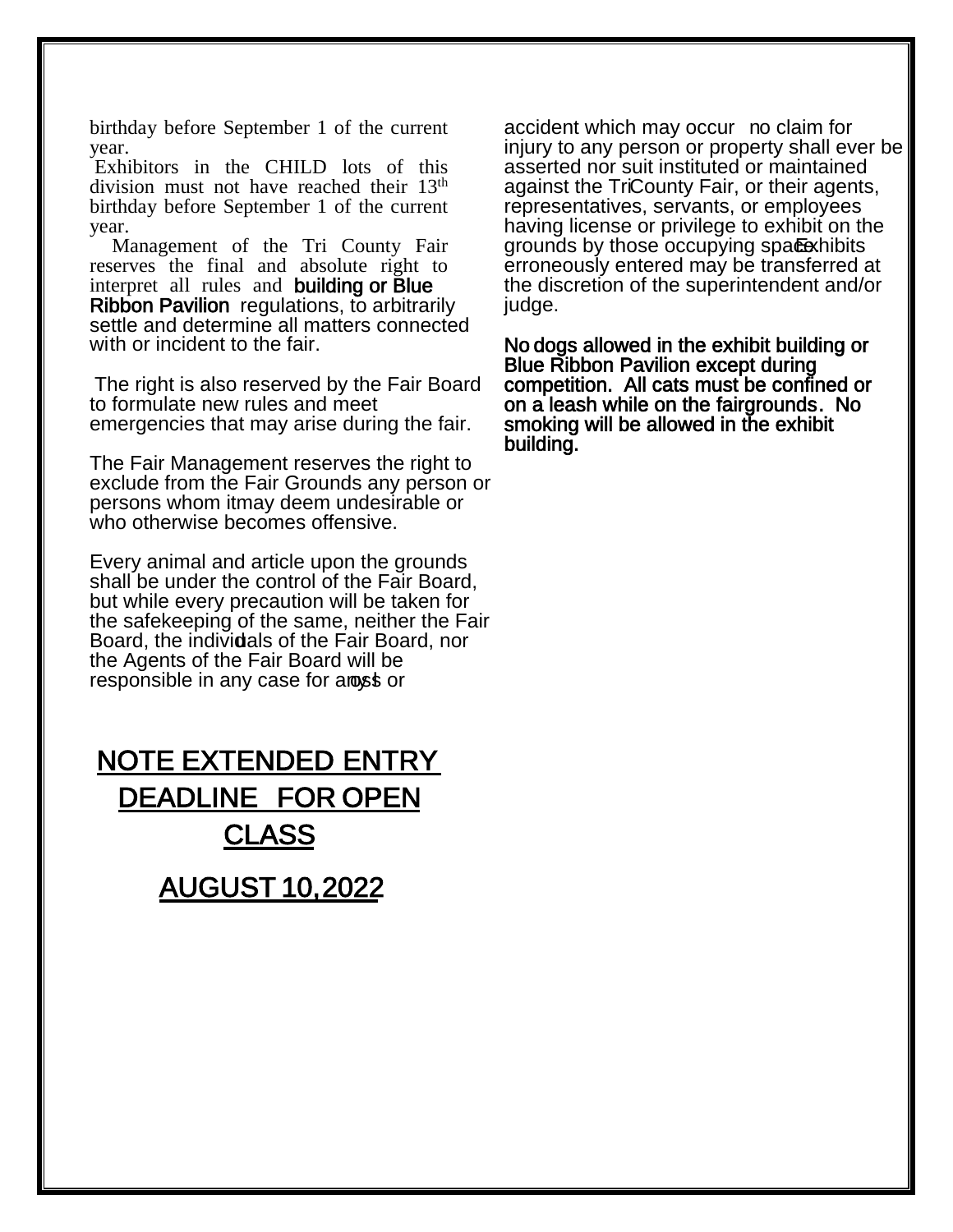birthday before September 1 of the current year.

Exhibitors in the CHILD lots of this division must not have reached their 13th birthday before September 1 of the current year.

Management of the Tri County Fair reserves the final and absolute right to interpret all rules and **building or Blue Ribbon Pavilion** regulations, to arbitrarily settle and determine all matters connected with or incident to the fair.

The right is also reserved by the Fair Board to formulate new rules and meet emergencies that may arise during the fair.

The Fair Management reserves the right to exclude from the Fair Grounds any person or persons whom itmay deem undesirable or who otherwise becomes offensive.

Every animal and article upon the grounds shall be under the control of the Fair Board, but while every precaution will be taken for the safekeeping of the same, neither the Fair Board, the individuals of the Fair Board, nor the Agents of the Fair Board will be responsible in any case for any loss or accident which may occur no claim for injury to any person or property shall ever be asserted nor suit instituted or maintained against the TriCounty Fair, or their agents, representatives, servants, or employees having license or privilege to exhibit on the grounds by those occupying space. Exhibits erroneously entered may be transferred at the discretion of the superintendent and/or judge.

**No dogs allowed in the exhibit building or Blue Ribbon Pavilion except during competition. All cats must be confined or on a leash while on the fairgrounds. No smoking will be allowed in the exhibit building.**

## NOTE EXTENDED ENTRY DEADLINE FOR OPEN CLASS

## AUGUST 10,2022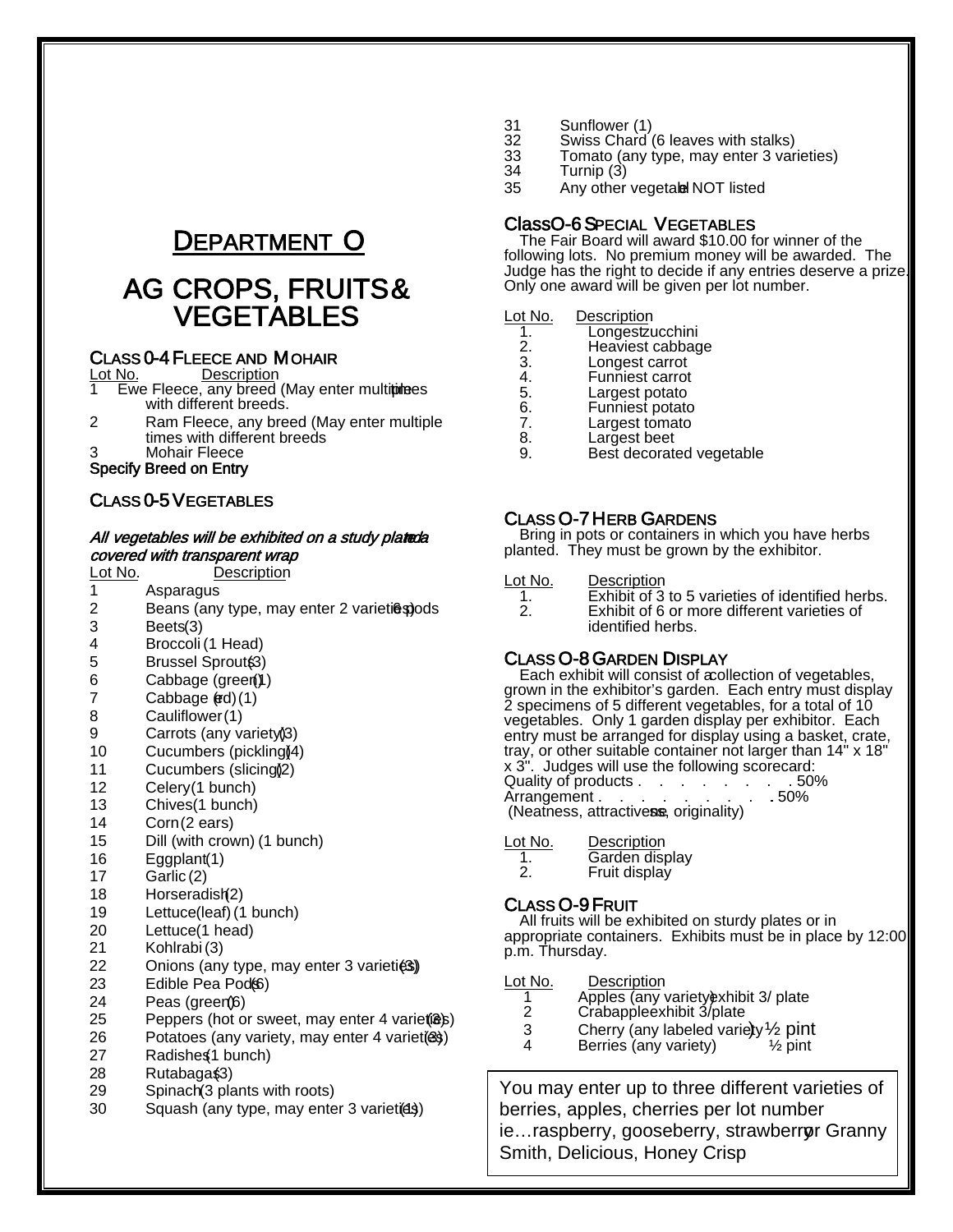# DEPARTMENT O

# AG CROPS, FRUITS & VEGETABLES

### CLASS 0-4 FLEECE AND MOHAIR

| Lot No. | Description |
|---|---|
| 1 | Ewe Fleece, any breed (May enter multiple times with different breeds. |
| 2 | Ram Fleece, any breed (May enter multiple times with different breeds |
| 3 | Mohair Fleece |

**Specify Breed on Entry**

### CLASS 0-5 VEGETABLES

***All vegetables will be exhibited on a study plate and covered with transparent wrap***

| Lot No. | Description |
|---|---|
| 1 | Asparagus |
| 2 | Beans (any type, may enter 2 varieties) (6 pods) |
| 3 | Beets (3) |
| 4 | Broccoli (1 Head) |
| 5 | Brussel Sprouts (3) |
| 6 | Cabbage (green) (1) |
| 7 | Cabbage (red) (1) |
| 8 | Cauliflower (1) |
| 9 | Carrots (any variety) (3) |
| 10 | Cucumbers (pickling) (4) |
| 11 | Cucumbers (slicing) (2) |
| 12 | Celery (1 bunch) |
| 13 | Chives (1 bunch) |
| 14 | Corn (2 ears) |
| 15 | Dill (with crown) (1 bunch) |
| 16 | Eggplant (1) |
| 17 | Garlic (2) |
| 18 | Horseradish (2) |
| 19 | Lettuce (leaf) (1 bunch) |
| 20 | Lettuce (1 head) |
| 21 | Kohlrabi (3) |
| 22 | Onions (any type, may enter 3 varieties) (3) |
| 23 | Edible Pea Pods (6) |
| 24 | Peas (green) (6) |
| 25 | Peppers (hot or sweet, may enter 4 varieties) (2) |
| 26 | Potatoes (any variety, may enter 4 varieties) (3) |
| 27 | Radishes (1 bunch) |
| 28 | Rutabagas (3) |
| 29 | Spinach (3 plants with roots) |
| 30 | Squash (any type, may enter 3 varieties) (1) |
| 31 | Sunflower (1) |
| 32 | Swiss Chard (6 leaves with stalks) |
| 33 | Tomato (any type, may enter 3 varieties) |
| 34 | Turnip (3) |
| 35 | Any other vegetable NOT listed |

### Class O-6 SPECIAL VEGETABLES

The Fair Board will award $10.00 for winner of the following lots. No premium money will be awarded. The Judge has the right to decide if any entries deserve a prize. Only one award will be given per lot number.

| Lot No. | Description |
|---|---|
| 1. | Longest zucchini |
| 2. | Heaviest cabbage |
| 3. | Longest carrot |
| 4. | Funniest carrot |
| 5. | Largest potato |
| 6. | Funniest potato |
| 7. | Largest tomato |
| 8. | Largest beet |
| 9. | Best decorated vegetable |

### CLASS O-7 HERB GARDENS

Bring in pots or containers in which you have herbs planted. They must be grown by the exhibitor.

| Lot No. | Description |
|---|---|
| 1. | Exhibit of 3 to 5 varieties of identified herbs. |
| 2. | Exhibit of 6 or more different varieties of identified herbs. |

### CLASS O-8 GARDEN DISPLAY

Each exhibit will consist of a collection of vegetables, grown in the exhibitor's garden. Each entry must display 2 specimens of 5 different vegetables, for a total of 10 vegetables. Only 1 garden display per exhibitor. Each entry must be arranged for display using a basket, crate, tray, or other suitable container not larger than 14" x 18" x 3". Judges will use the following scorecard:

Quality of products . . . . . . . . . 50%
Arrangement . . . . . . . . . . 50%
(Neatness, attractiveness, originality)

| Lot No. | Description |
|---|---|
| 1. | Garden display |
| 2. | Fruit display |

### CLASS O-9 FRUIT

All fruits will be exhibited on sturdy plates or in appropriate containers. Exhibits must be in place by 12:00 p.m. Thursday.

| Lot No. | Description | |
|---|---|---|
| 1 | Apples (any variety) | exhibit 3/ plate |
| 2 | Crabapple | exhibit 3/plate |
| 3 | Cherry (any labeled variety) | ½ pint |
| 4 | Berries (any variety) | ½ pint |

You may enter up to three different varieties of berries, apples, cherries per lot number ie…raspberry, gooseberry, strawberry or Granny Smith, Delicious, Honey Crisp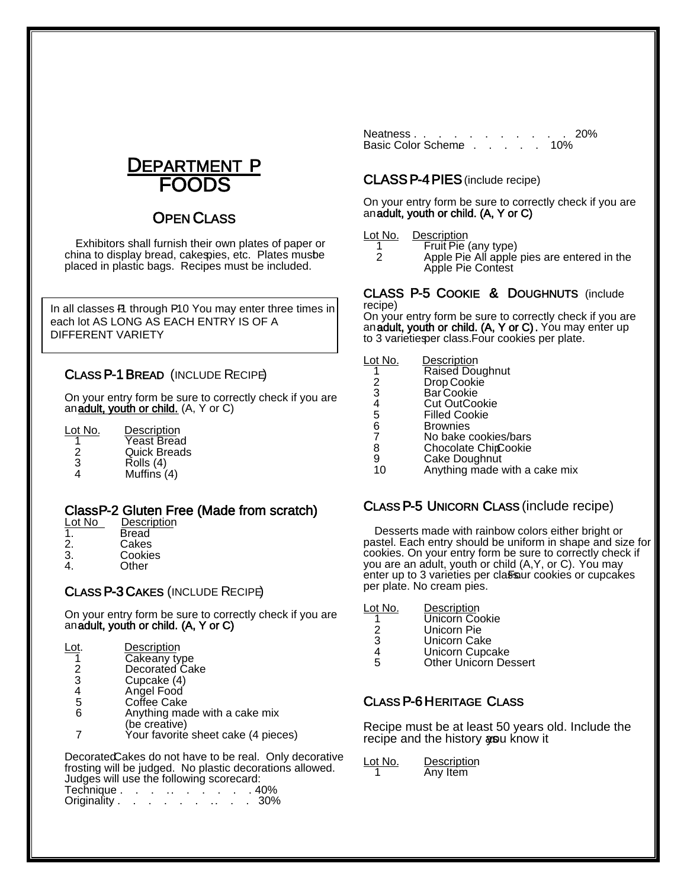# DEPARTMENT P FOODS

## OPEN CLASS

Exhibitors shall furnish their own plates of paper or china to display bread, cakes, pies, etc. Plates must be placed in plastic bags. Recipes must be included.

In all classes P-1 through P-10 You may enter three times in each lot AS LONG AS EACH ENTRY IS OF A DIFFERENT VARIETY

### CLASS P-1 BREAD (INCLUDE RECIPE)

On your entry form be sure to correctly check if you are an **adult, youth or child.** (A, Y or C)

| Lot No. | Description |
|---|---|
| 1 | Yeast Bread |
| 2 | Quick Breads |
| 3 | Rolls (4) |
| 4 | Muffins (4) |

### Class P-2 Gluten Free (Made from scratch)

| Lot No | Description |
|---|---|
| 1. | Bread |
| 2. | Cakes |
| 3. | Cookies |
| 4. | Other |

### CLASS P-3 CAKES (INCLUDE RECIPE)

On your entry form be sure to correctly check if you are an **adult, youth or child. (A, Y or C)**

| Lot. | Description |
|---|---|
| 1 | Cake any type |
| 2 | Decorated Cake |
| 3 | Cupcake (4) |
| 4 | Angel Food |
| 5 | Coffee Cake |
| 6 | Anything made with a cake mix (be creative) |
| 7 | Your favorite sheet cake (4 pieces) |

Decorated Cakes do not have to be real. Only decorative frosting will be judged. No plastic decorations allowed. Judges will use the following scorecard:

Technique . . . . . . . . . . 40%
Originality . . . . . . . . . . 30%
Neatness . . . . . . . . . . . . 20%
Basic Color Scheme . . . . . 10%

### CLASS P-4 PIES (include recipe)

On your entry form be sure to correctly check if you are an **adult, youth or child. (A, Y or C)**

| Lot No. | Description |
|---|---|
| 1 | Fruit Pie (any type) |
| 2 | Apple Pie All apple pies are entered in the Apple Pie Contest |

### CLASS P-5 COOKIE & DOUGHNUTS (include recipe)

On your entry form be sure to correctly check if you are an **adult, youth or child. (A, Y or C)**. You may enter up to 3 varieties per class. Four cookies per plate.

| Lot No. | Description |
|---|---|
| 1 | Raised Doughnut |
| 2 | Drop Cookie |
| 3 | Bar Cookie |
| 4 | Cut Out Cookie |
| 5 | Filled Cookie |
| 6 | Brownies |
| 7 | No bake cookies/bars |
| 8 | Chocolate Chip Cookie |
| 9 | Cake Doughnut |
| 10 | Anything made with a cake mix |

### CLASS P-5 UNICORN CLASS (include recipe)

Desserts made with rainbow colors either bright or pastel. Each entry should be uniform in shape and size for cookies. On your entry form be sure to correctly check if you are an adult, youth or child (A,Y, or C). You may enter up to 3 varieties per class. Four cookies or cupcakes per plate. No cream pies.

| Lot No. | Description |
|---|---|
| 1 | Unicorn Cookie |
| 2 | Unicorn Pie |
| 3 | Unicorn Cake |
| 4 | Unicorn Cupcake |
| 5 | Other Unicorn Dessert |

### CLASS P-6 HERITAGE CLASS

Recipe must be at least 50 years old. Include the recipe and the history as you know it

| Lot No. | Description |
|---|---|
| 1 | Any Item |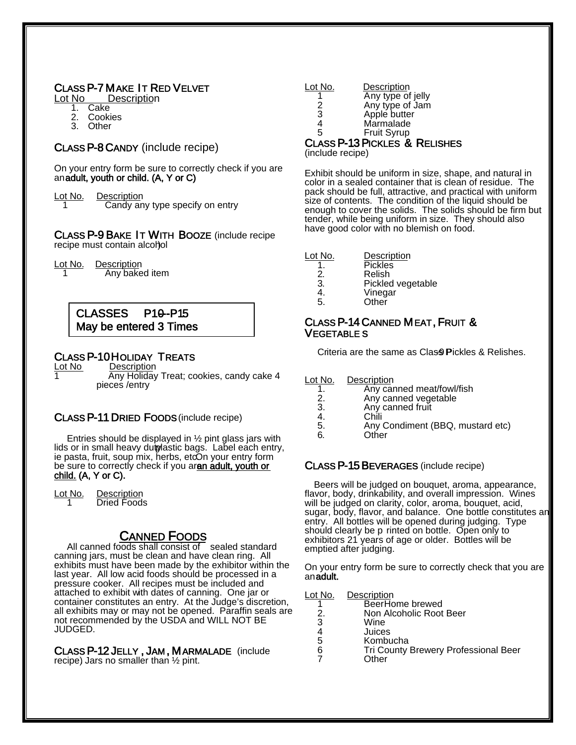## CLASS P-7 MAKE IT RED VELVET

Lot No Description

1. Cake
2. Cookies
3. Other

## CLASS P-8 CANDY (include recipe)

On your entry form be sure to correctly check if you are an **adult, youth or child. (A, Y or C)**

| Lot No. | Description |
|---|---|
| 1 | Candy any type specify on entry |

## CLASS P-9 BAKE IT WITH BOOZE (include recipe recipe must contain alcohol)

| Lot No. | Description |
|---|---|
| 1 | Any baked item |

**CLASSES P10--P15 May be entered 3 Times**

## CLASS P-10 HOLIDAY TREATS

| Lot No | Description |
|---|---|
| 1 | Any Holiday Treat; cookies, candy cake 4 pieces /entry |

## CLASS P-11 DRIED FOODS (include recipe)

Entries should be displayed in ½ pint glass jars with lids or in small heavy duty plastic bags. Label each entry, ie pasta, fruit, soup mix, herbs, etc. On your entry form be sure to correctly check if you are **an adult, youth or child. (A, Y or C).**

| Lot No. | Description |
|---|---|
| 1 | Dried Foods |

# CANNED FOODS

All canned foods shall consist of sealed standard canning jars, must be clean and have clean ring. All exhibits must have been made by the exhibitor within the last year. All low acid foods should be processed in a pressure cooker. All recipes must be included and attached to exhibit with dates of canning. One jar or container constitutes an entry. At the Judge's discretion, all exhibits may or may not be opened. Paraffin seals are not recommended by the USDA and WILL NOT BE JUDGED.

## CLASS P-12 JELLY, JAM, MARMALADE (include recipe) Jars no smaller than ½ pint.

| Lot No. | Description |
|---|---|
| 1 | Any type of jelly |
| 2 | Any type of Jam |
| 3 | Apple butter |
| 4 | Marmalade |
| 5 | Fruit Syrup |

## CLASS P-13 PICKLES & RELISHES

(include recipe)

Exhibit should be uniform in size, shape, and natural in color in a sealed container that is clean of residue. The pack should be full, attractive, and practical with uniform size of contents. The condition of the liquid should be enough to cover the solids. The solids should be firm but tender, while being uniform in size. They should also have good color with no blemish on food.

| Lot No. | Description |
|---|---|
| 1. | Pickles |
| 2. | Relish |
| 3. | Pickled vegetable |
| 4. | Vinegar |
| 5. | Other |

## CLASS P-14 CANNED MEAT, FRUIT & VEGETABLES

Criteria are the same as Class P-9 Pickles & Relishes.

| Lot No. | Description |
|---|---|
| 1. | Any canned meat/fowl/fish |
| 2. | Any canned vegetable |
| 3. | Any canned fruit |
| 4. | Chili |
| 5. | Any Condiment (BBQ, mustard etc) |
| 6. | Other |

## CLASS P-15 BEVERAGES (include recipe)

Beers will be judged on bouquet, aroma, appearance, flavor, body, drinkability, and overall impression. Wines will be judged on clarity, color, aroma, bouquet, acid, sugar, body, flavor, and balance. One bottle constitutes an entry. All bottles will be opened during judging. Type should clearly be printed on bottle. Open only to exhibitors 21 years of age or older. Bottles will be emptied after judging.

On your entry form be sure to correctly check that you are an **adult.**

| Lot No. | Description |
|---|---|
| 1 | Beer Home brewed |
| 2. | Non Alcoholic Root Beer |
| 3 | Wine |
| 4 | Juices |
| 5 | Kombucha |
| 6 | Tri County Brewery Professional Beer |
| 7 | Other |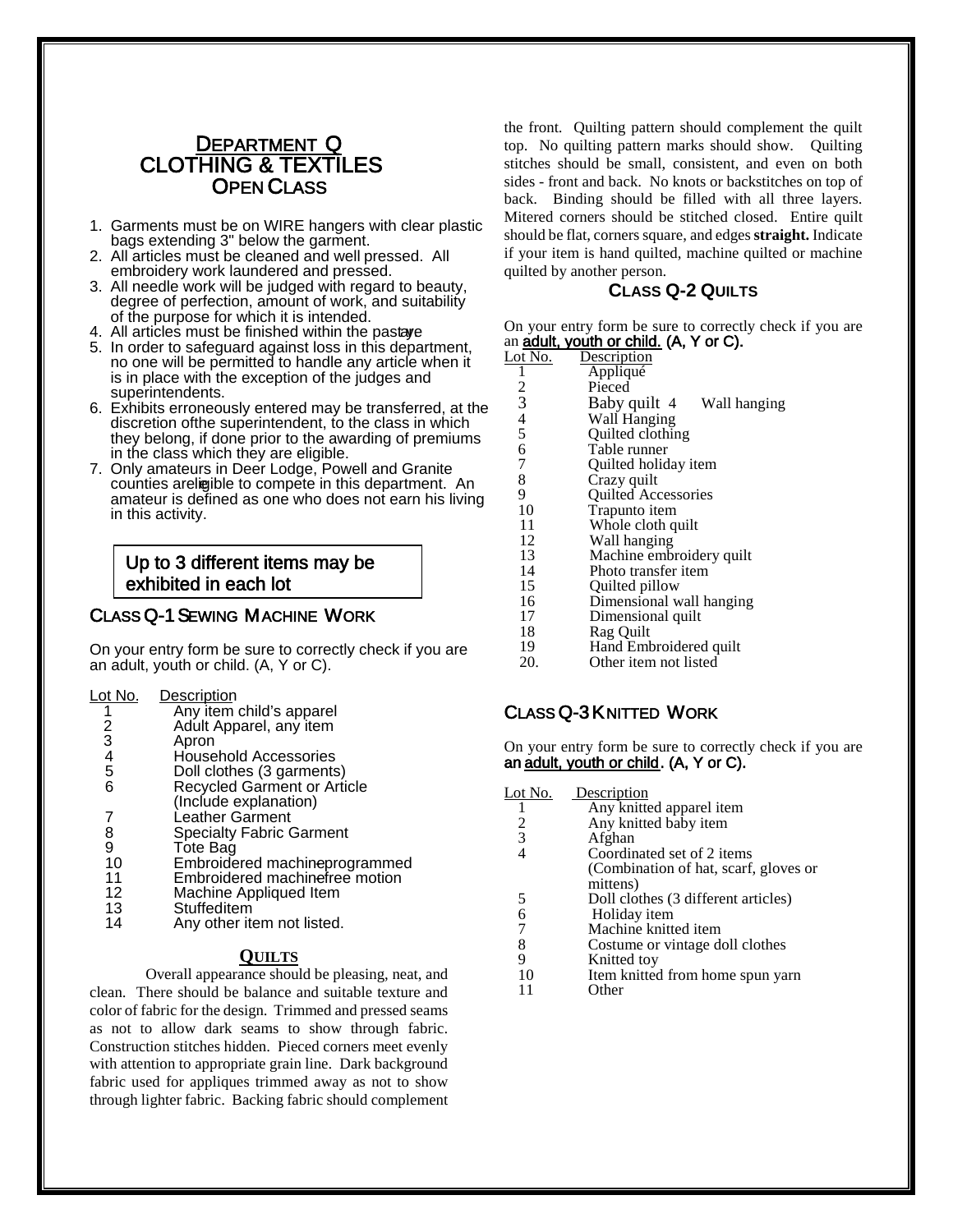# DEPARTMENT Q
# CLOTHING & TEXTILES
## OPEN CLASS

1. Garments must be on WIRE hangers with clear plastic bags extending 3" below the garment.
2. All articles must be cleaned and well pressed. All embroidery work laundered and pressed.
3. All needle work will be judged with regard to beauty, degree of perfection, amount of work, and suitability of the purpose for which it is intended.
4. All articles must be finished within the past year.
5. In order to safeguard against loss in this department, no one will be permitted to handle any article when it is in place with the exception of the judges and superintendents.
6. Exhibits erroneously entered may be transferred, at the discretion ofthe superintendent, to the class in which they belong, if done prior to the awarding of premiums in the class which they are eligible.
7. Only amateurs in Deer Lodge, Powell and Granite counties are eligible to compete in this department. An amateur is defined as one who does not earn his living in this activity.

**Up to 3 different items may be exhibited in each lot**

## CLASS Q-1 SEWING MACHINE WORK

On your entry form be sure to correctly check if you are an adult, youth or child. (A, Y or C).

| Lot No. | Description |
|---|---|
| 1 | Any item child's apparel |
| 2 | Adult Apparel, any item |
| 3 | Apron |
| 4 | Household Accessories |
| 5 | Doll clothes (3 garments) |
| 6 | Recycled Garment or Article (Include explanation) |
| 7 | Leather Garment |
| 8 | Specialty Fabric Garment |
| 9 | Tote Bag |
| 10 | Embroidered machine-programmed |
| 11 | Embroidered machine-free motion |
| 12 | Machine Appliqued Item |
| 13 | Stuffeditem |
| 14 | Any other item not listed. |

### QUILTS

Overall appearance should be pleasing, neat, and clean. There should be balance and suitable texture and color of fabric for the design. Trimmed and pressed seams as not to allow dark seams to show through fabric. Construction stitches hidden. Pieced corners meet evenly with attention to appropriate grain line. Dark background fabric used for appliques trimmed away as not to show through lighter fabric. Backing fabric should complement the front. Quilting pattern should complement the quilt top. No quilting pattern marks should show. Quilting stitches should be small, consistent, and even on both sides - front and back. No knots or backstitches on top of back. Binding should be filled with all three layers. Mitered corners should be stitched closed. Entire quilt should be flat, corners square, and edges **straight.** Indicate if your item is hand quilted, machine quilted or machine quilted by another person.

## CLASS Q-2 QUILTS

On your entry form be sure to correctly check if you are an **adult, youth or child.** (A, Y or C).

| Lot No. | Description |
|---|---|
| 1 | Appliqué |
| 2 | Pieced |
| 3 | Baby quilt 4 Wall hanging |
| 4 | Wall Hanging |
| 5 | Quilted clothing |
| 6 | Table runner |
| 7 | Quilted holiday item |
| 8 | Crazy quilt |
| 9 | Quilted Accessories |
| 10 | Trapunto item |
| 11 | Whole cloth quilt |
| 12 | Wall hanging |
| 13 | Machine embroidery quilt |
| 14 | Photo transfer item |
| 15 | Quilted pillow |
| 16 | Dimensional wall hanging |
| 17 | Dimensional quilt |
| 18 | Rag Quilt |
| 19 | Hand Embroidered quilt |
| 20. | Other item not listed |

## CLASS Q-3 KNITTED WORK

On your entry form be sure to correctly check if you are an **adult, youth or child**. (A, Y or C).

| Lot No. | Description |
|---|---|
| 1 | Any knitted apparel item |
| 2 | Any knitted baby item |
| 3 | Afghan |
| 4 | Coordinated set of 2 items (Combination of hat, scarf, gloves or mittens) |
| 5 | Doll clothes (3 different articles) |
| 6 | Holiday item |
| 7 | Machine knitted item |
| 8 | Costume or vintage doll clothes |
| 9 | Knitted toy |
| 10 | Item knitted from home spun yarn |
| 11 | Other |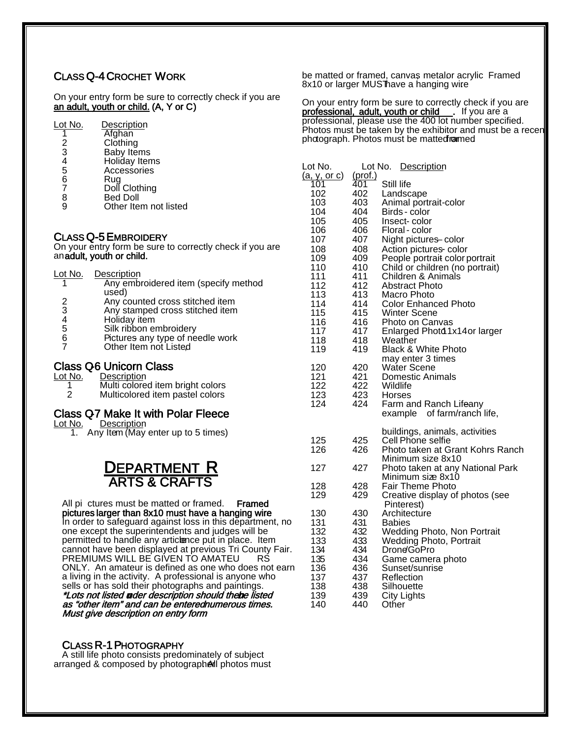### CLASS Q-4 CROCHET WORK

On your entry form be sure to correctly check if you are **an adult, youth or child.** (A, Y or C)

| Lot No. | Description |
|---|---|
| 1 | Afghan |
| 2 | Clothing |
| 3 | Baby Items |
| 4 | Holiday Items |
| 5 | Accessories |
| 6 | Rug |
| 7 | Doll Clothing |
| 8 | Bed Doll |
| 9 | Other Item not listed |

### CLASS Q-5 EMBROIDERY

On your entry form be sure to correctly check if you are an **adult, youth or child.**

| Lot No. | Description |
|---|---|
| 1 | Any embroidered item (specify method used) |
| 2 | Any counted cross stitched item |
| 3 | Any stamped cross stitched item |
| 4 | Holiday item |
| 5 | Silk ribbon embroidery |
| 6 | Pictures- any type of needle work |
| 7 | Other Item not Listed |

### Class Q-6 Unicorn Class

| Lot No. | Description |
|---|---|
| 1 | Multi colored item bright colors |
| 2 | Multicolored item pastel colors |

### Class Q-7 Make It with Polar Fleece

Lot No. Description

1. Any Item (May enter up to 5 times)

# DEPARTMENT R
## ARTS & CRAFTS

All pictures must be matted or framed. **Framed pictures larger than 8x10 must have a hanging wire**
In order to safeguard against loss in this department, no one except the superintendents and judges will be permitted to handle any article once put in place. Item cannot have been displayed at previous Tri County Fair. PREMIUMS WILL BE GIVEN TO AMATEURS ONLY. An amateur is defined as one who does not earn a living in the activity. A professional is anyone who sells or has sold their photographs and paintings.
***Lots not listed under description should then be listed as "other item" and can be entered numerous times. Must give description on entry form***

### CLASS R-1 PHOTOGRAPHY

A still life photo consists predominately of subject arranged & composed by photographer. All photos must be matted or framed, canvas, metal or acrylic. Framed 8x10 or larger MUST have a hanging wire

On your entry form be sure to correctly check if you are **professional, adult, youth or child.** If you are a professional, please use the 400 lot number specified. Photos must be taken by the exhibitor and must be a recent photograph. Photos must be matted or framed

| Lot No. (a, y, or c) | Lot No. (prof.) | Description |
|---|---|---|
| 101 | 401 | Still life |
| 102 | 402 | Landscape |
| 103 | 403 | Animal portrait-color |
| 104 | 404 | Birds - color |
| 105 | 405 | Insect- color |
| 106 | 406 | Floral - color |
| 107 | 407 | Night pictures – color |
| 108 | 408 | Action pictures - color |
| 109 | 409 | People portrait- color portrait |
| 110 | 410 | Child or children (no portrait) |
| 111 | 411 | Children & Animals |
| 112 | 412 | Abstract Photo |
| 113 | 413 | Macro Photo |
| 114 | 414 | Color Enhanced Photo |
| 115 | 415 | Winter Scene |
| 116 | 416 | Photo on Canvas |
| 117 | 417 | Enlarged Photo 11x14 or larger |
| 118 | 418 | Weather |
| 119 | 419 | Black & White Photo may enter 3 times |
| 120 | 420 | Water Scene |
| 121 | 421 | Domestic Animals |
| 122 | 422 | Wildlife |
| 123 | 423 | Horses |
| 124 | 424 | Farm and Ranch Life- any example of farm/ranch life, buildings, animals, activities |
| 125 | 425 | Cell Phone selfie |
| 126 | 426 | Photo taken at Grant Kohrs Ranch Minimum size 8x10 |
| 127 | 427 | Photo taken at any National Park Minimum size 8x10 |
| 128 | 428 | Fair Theme Photo |
| 129 | 429 | Creative display of photos (see Pinterest) |
| 130 | 430 | Architecture |
| 131 | 431 | Babies |
| 132 | 432 | Wedding Photo, Non Portrait |
| 133 | 433 | Wedding Photo, Portrait |
| 134 | 434 | Drone/GoPro |
| 135 | 434 | Game camera photo |
| 136 | 436 | Sunset/sunrise |
| 137 | 437 | Reflection |
| 138 | 438 | Silhouette |
| 139 | 439 | City Lights |
| 140 | 440 | Other |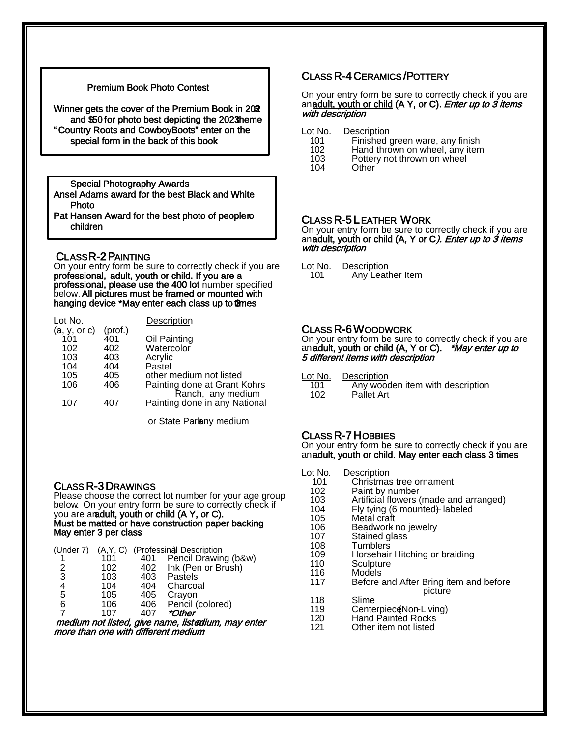**Premium Book Photo Contest**

**Winner gets the cover of the Premium Book in 2024 and $50 for photo best depicting the 2023 theme "Country Roots and Cowboy Boots" enter on the special form in the back of this book**

**Special Photography Awards**
**Ansel Adams award for the best Black and White Photo**
**Pat Hansen Award for the best photo of people or children**

## CLASS R-2 PAINTING

On your entry form be sure to correctly check if you are **professional, adult, youth or child. If you are a professional, please use the 400 lot** number specified below. **All pictures must be framed or mounted with hanging device *May enter each class up to 3 times**

| Lot No. (a, y, or c) | (prof.) | Description |
|---|---|---|
| 101 | 401 | Oil Painting |
| 102 | 402 | Watercolor |
| 103 | 403 | Acrylic |
| 104 | 404 | Pastel |
| 105 | 405 | other medium not listed |
| 106 | 406 | Painting done at Grant Kohrs Ranch, any medium |
| 107 | 407 | Painting done in any National or State Park any medium |

## CLASS R-3 DRAWINGS

Please choose the correct lot number for your age group below. On your entry form be sure to correctly check if you are an **adult, youth or child (A Y, or C). Must be matted or have construction paper backing May enter 3 per class**

| (Under 7) | (A,Y, C) | (Professional) | Description |
|---|---|---|---|
| 1 | 101 | 401 | Pencil Drawing (b&w) |
| 2 | 102 | 402 | Ink (Pen or Brush) |
| 3 | 103 | 403 | Pastels |
| 4 | 104 | 404 | Charcoal |
| 5 | 105 | 405 | Crayon |
| 6 | 106 | 406 | Pencil (colored) |
| 7 | 107 | 407 | *\*Other* |

*medium not listed, give name, listed medium, may enter more than one with different medium*

## CLASS R-4 CERAMICS /POTTERY

On your entry form be sure to correctly check if you are an **adult, youth or child (A Y, or C).** ***Enter up to 3 items with description***

| Lot No. | Description |
|---|---|
| 101 | Finished green ware, any finish |
| 102 | Hand thrown on wheel, any item |
| 103 | Pottery not thrown on wheel |
| 104 | Other |

## CLASS R-5 LEATHER WORK

On your entry form be sure to correctly check if you are an **adult, youth or child (A, Y or C).** ***Enter up to 3 items with description***

| Lot No. | Description |
|---|---|
| 101 | Any Leather Item |

## CLASS R-6 WOODWORK

On your entry form be sure to correctly check if you are an **adult, youth or child (A, Y or C).** ***\*May enter up to 5 different items with description***

| Lot No. | Description |
|---|---|
| 101 | Any wooden item with description |
| 102 | Pallet Art |

## CLASS R-7 HOBBIES

On your entry form be sure to correctly check if you are an **adult, youth or child. May enter each class 3 times**

| Lot No. | Description |
|---|---|
| 101 | Christmas tree ornament |
| 102 | Paint by number |
| 103 | Artificial flowers (made and arranged) |
| 104 | Fly tying (6 mounted) - labeled |
| 105 | Metal craft |
| 106 | Beadwork - no jewelry |
| 107 | Stained glass |
| 108 | Tumblers |
| 109 | Horsehair Hitching or braiding |
| 110 | Sculpture |
| 116 | Models |
| 117 | Before and After Bring item and before picture |
| 118 | Slime |
| 119 | Centerpiece (Non-Living) |
| 120 | Hand Painted Rocks |
| 121 | Other item not listed |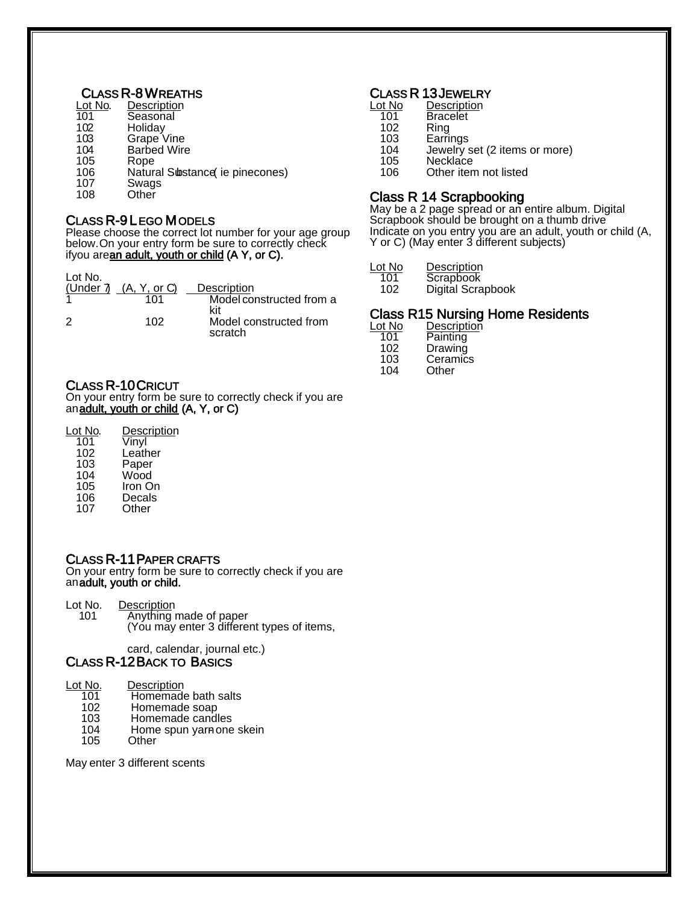## CLASS R-8 WREATHS

| Lot No. | Description |
|---|---|
| 101 | Seasonal |
| 102 | Holiday |
| 103 | Grape Vine |
| 104 | Barbed Wire |
| 105 | Rope |
| 106 | Natural Substance (ie pinecones) |
| 107 | Swags |
| 108 | Other |

## CLASS R-9 LEGO MODELS

Please choose the correct lot number for your age group below. On your entry form be sure to correctly check if you are **an adult, youth or child (A Y, or C).**

| Lot No. (Under 7) | (A, Y, or C) | Description |
|---|---|---|
| 1 | 101 | Model constructed from a kit |
| 2 | 102 | Model constructed from scratch |

## CLASS R-10 CRICUT

On your entry form be sure to correctly check if you are an **adult, youth or child (A, Y, or C)**

| Lot No. | Description |
|---|---|
| 101 | Vinyl |
| 102 | Leather |
| 103 | Paper |
| 104 | Wood |
| 105 | Iron On |
| 106 | Decals |
| 107 | Other |

## CLASS R-11 PAPER CRAFTS

On your entry form be sure to correctly check if you are an **adult, youth or child.**

| Lot No. | Description |
|---|---|
| 101 | Anything made of paper (You may enter 3 different types of items, card, calendar, journal etc.) |

## CLASS R-12 BACK TO BASICS

| Lot No. | Description |
|---|---|
| 101 | Homemade bath salts |
| 102 | Homemade soap |
| 103 | Homemade candles |
| 104 | Home spun yarn-one skein |
| 105 | Other |

May enter 3 different scents

## CLASS R 13 JEWELRY

| Lot No | Description |
|---|---|
| 101 | Bracelet |
| 102 | Ring |
| 103 | Earrings |
| 104 | Jewelry set (2 items or more) |
| 105 | Necklace |
| 106 | Other item not listed |

## Class R 14 Scrapbooking

May be a 2 page spread or an entire album. Digital Scrapbook should be brought on a thumb drive Indicate on you entry you are an adult, youth or child (A, Y or C) (May enter 3 different subjects)

| Lot No | Description |
|---|---|
| 101 | Scrapbook |
| 102 | Digital Scrapbook |

## Class R15 Nursing Home Residents

| Lot No | Description |
|---|---|
| 101 | Painting |
| 102 | Drawing |
| 103 | Ceramics |
| 104 | Other |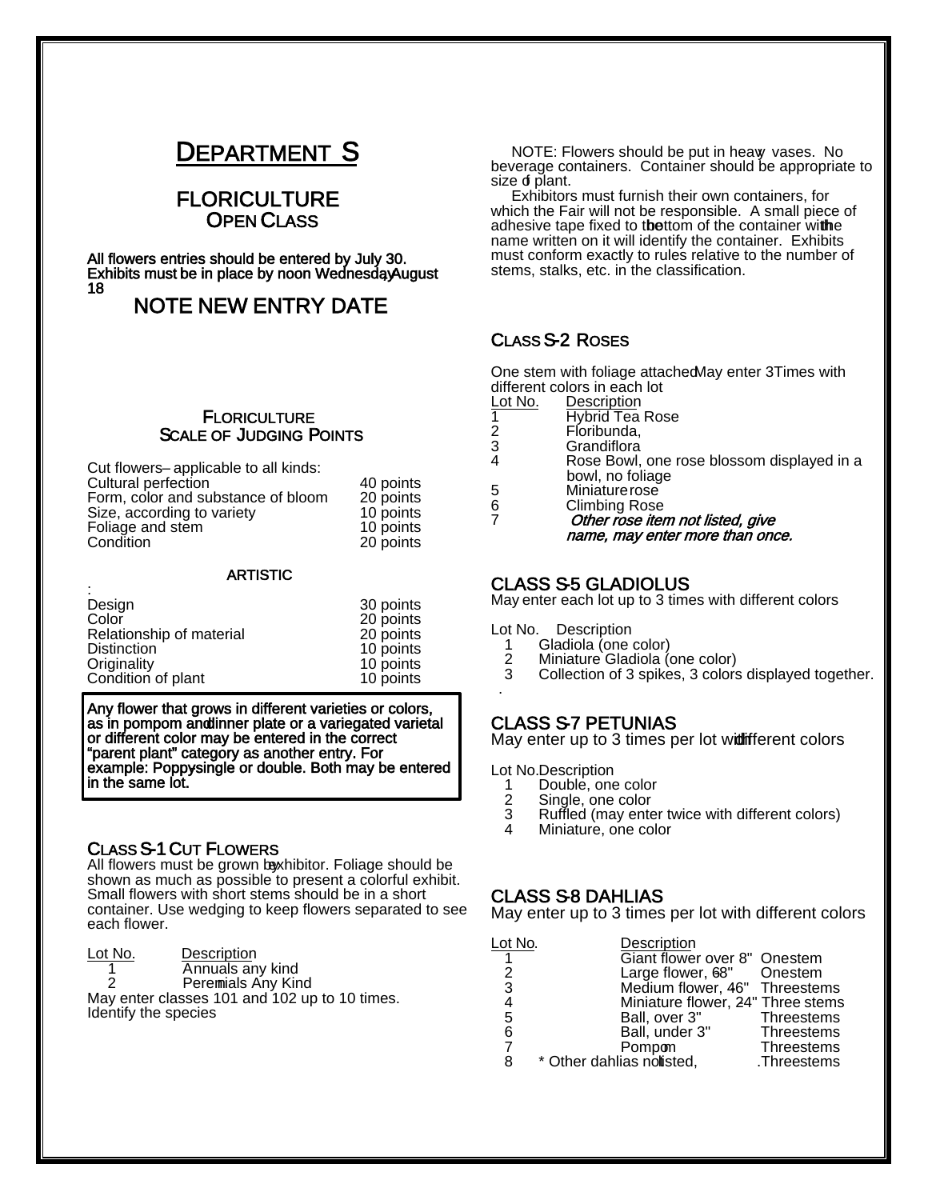# DEPARTMENT S

## FLORICULTURE
### OPEN CLASS

**All flowers entries should be entered by July 30. Exhibits must be in place by noon Wednesday August 18**

## NOTE NEW ENTRY DATE

### FLORICULTURE SCALE OF JUDGING POINTS

| Cut flowers – applicable to all kinds: | |
|---|---|
| Cultural perfection | 40 points |
| Form, color and substance of bloom | 20 points |
| Size, according to variety | 10 points |
| Foliage and stem | 10 points |
| Condition | 20 points |

**ARTISTIC**

:

| Design | 30 points |
|---|---|
| Color | 20 points |
| Relationship of material | 20 points |
| Distinction | 10 points |
| Originality | 10 points |
| Condition of plant | 10 points |

**Any flower that grows in different varieties or colors, as in pompom and dinner plate or a variegated varietal or different color may be entered in the correct "parent plant" category as another entry. For example: Poppy-single or double. Both may be entered in the same lot.**

### CLASS S-1 CUT FLOWERS

All flowers must be grown by exhibitor. Foliage should be shown as much as possible to present a colorful exhibit. Small flowers with short stems should be in a short container. Use wedging to keep flowers separated to see each flower.

| Lot No. | Description |
|---|---|
| 1 | Annuals any kind |
| 2 | Perennials Any Kind |

May enter classes 101 and 102 up to 10 times.
Identify the species

NOTE: Flowers should be put in heavy vases. No beverage containers. Container should be appropriate to size of plant.

Exhibitors must furnish their own containers, for which the Fair will not be responsible. A small piece of adhesive tape fixed to the bottom of the container with the name written on it will identify the container. Exhibits must conform exactly to rules relative to the number of stems, stalks, etc. in the classification.

### CLASS S-2 ROSES

One stem with foliage attached. May enter 3 Times with different colors in each lot

| Lot No. | Description |
|---|---|
| 1 | Hybrid Tea Rose |
| 2 | Floribunda, |
| 3 | Grandiflora |
| 4 | Rose Bowl, one rose blossom displayed in a bowl, no foliage |
| 5 | Miniature rose |
| 6 | Climbing Rose |
| 7 | *Other rose item not listed, give name, may enter more than once.* |

### CLASS S-5 GLADIOLUS

May enter each lot up to 3 times with different colors

| Lot No. | Description |
|---|---|
| 1 | Gladiola (one color) |
| 2 | Miniature Gladiola (one color) |
| 3 | Collection of 3 spikes, 3 colors displayed together. |

.

### CLASS S-7 PETUNIAS

May enter up to 3 times per lot with different colors

| Lot No. | Description |
|---|---|
| 1 | Double, one color |
| 2 | Single, one color |
| 3 | Ruffled (may enter twice with different colors) |
| 4 | Miniature, one color |

### CLASS S-8 DAHLIAS

May enter up to 3 times per lot with different colors

| Lot No. | Description | |
|---|---|---|
| 1 | Giant flower over 8" | One stem |
| 2 | Large flower, 6-8" | One stem |
| 3 | Medium flower, 4-6" | Three stems |
| 4 | Miniature flower, 2-4" | Three stems |
| 5 | Ball, over 3" | Three stems |
| 6 | Ball, under 3" | Three stems |
| 7 | Pompom | Three stems |
| 8 | * Other dahlias not listed, | .Three stems |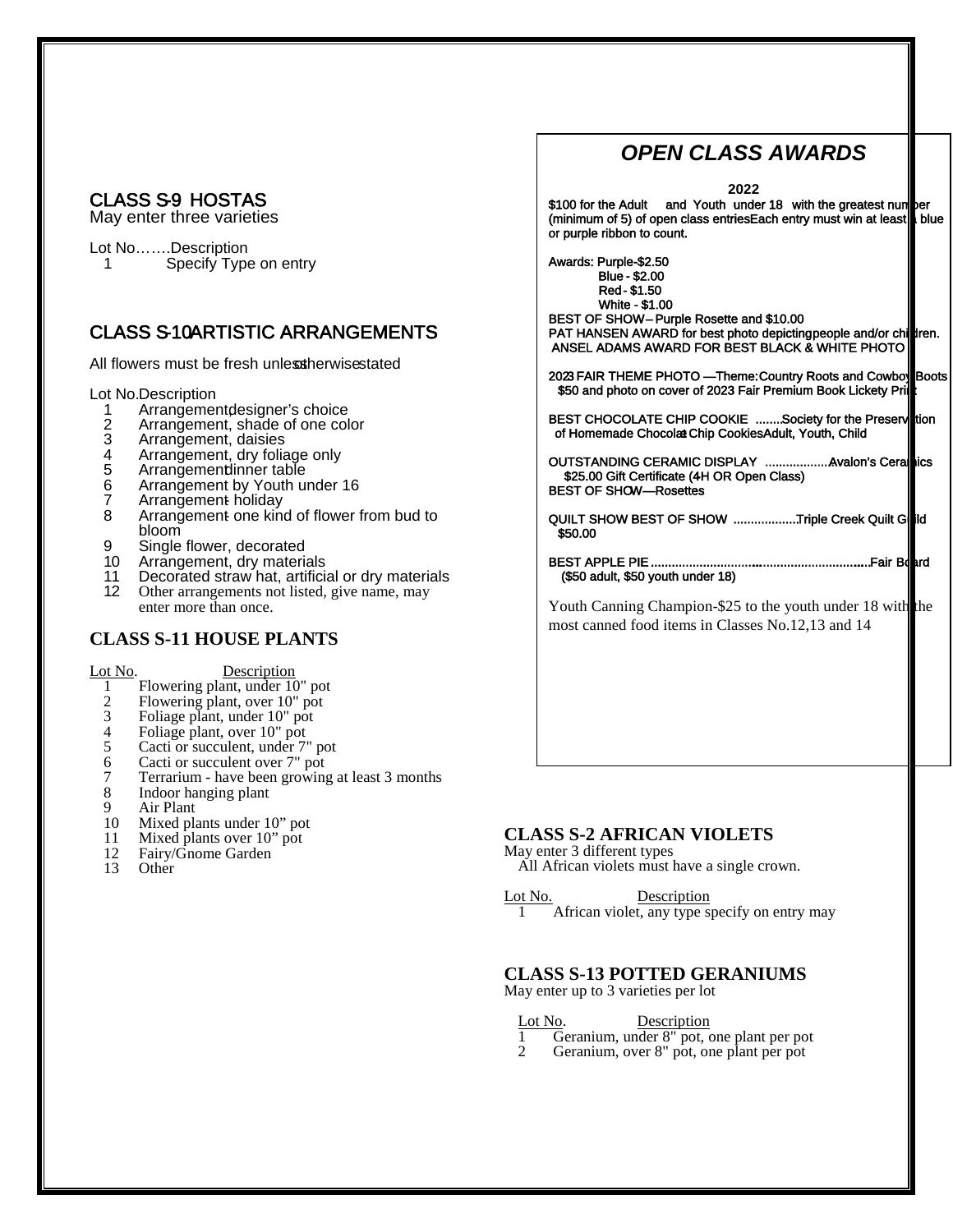## CLASS S-9 HOSTAS

May enter three varieties

Lot No…….Description
1 Specify Type on entry

## CLASS S-10 ARTISTIC ARRANGEMENTS

All flowers must be fresh unless otherwise stated

Lot No. Description
1 Arrangement designer's choice
2 Arrangement, shade of one color
3 Arrangement, daisies
4 Arrangement, dry foliage only
5 Arrangement dinner table
6 Arrangement by Youth under 16
7 Arrangement - holiday
8 Arrangement - one kind of flower from bud to bloom
9 Single flower, decorated
10 Arrangement, dry materials
11 Decorated straw hat, artificial or dry materials
12 Other arrangements not listed, give name, may enter more than once.

## CLASS S-11 HOUSE PLANTS

Lot No. Description
1 Flowering plant, under 10" pot
2 Flowering plant, over 10" pot
3 Foliage plant, under 10" pot
4 Foliage plant, over 10" pot
5 Cacti or succulent, under 7" pot
6 Cacti or succulent over 7" pot
7 Terrarium - have been growing at least 3 months
8 Indoor hanging plant
9 Air Plant
10 Mixed plants under 10" pot
11 Mixed plants over 10" pot
12 Fairy/Gnome Garden
13 Other

## *OPEN CLASS AWARDS*

**2022**

$100 for the Adult and Youth under 18 with the greatest number (minimum of 5) of open class entries. Each entry must win at least a blue or purple ribbon to count.

Awards: Purple-$2.50
Blue - $2.00
Red - $1.50
White - $1.00

BEST OF SHOW – Purple Rosette and $10.00

PAT HANSEN AWARD for best photo depicting people and/or children.

ANSEL ADAMS AWARD FOR BEST BLACK & WHITE PHOTO

2023 FAIR THEME PHOTO —Theme: Country Roots and Cowboy Boots
$50 and photo on cover of 2023 Fair Premium Book Lickety Print

BEST CHOCOLATE CHIP COOKIE ........Society for the Preservation of Homemade Chocolate Chip Cookies Adult, Youth, Child

OUTSTANDING CERAMIC DISPLAY ..................Avalon's Ceramics
$25.00 Gift Certificate (4-H OR Open Class)
BEST OF SHOW—Rosettes

QUILT SHOW BEST OF SHOW ..................Triple Creek Quilt Guild
$50.00

BEST APPLE PIE ................................................................Fair Board
($50 adult, $50 youth under 18)

Youth Canning Champion-$25 to the youth under 18 with the most canned food items in Classes No.12,13 and 14

## CLASS S-2 AFRICAN VIOLETS

May enter 3 different types
All African violets must have a single crown.

Lot No. Description
1 African violet, any type specify on entry may

## CLASS S-13 POTTED GERANIUMS

May enter up to 3 varieties per lot

Lot No. Description
1 Geranium, under 8" pot, one plant per pot
2 Geranium, over 8" pot, one plant per pot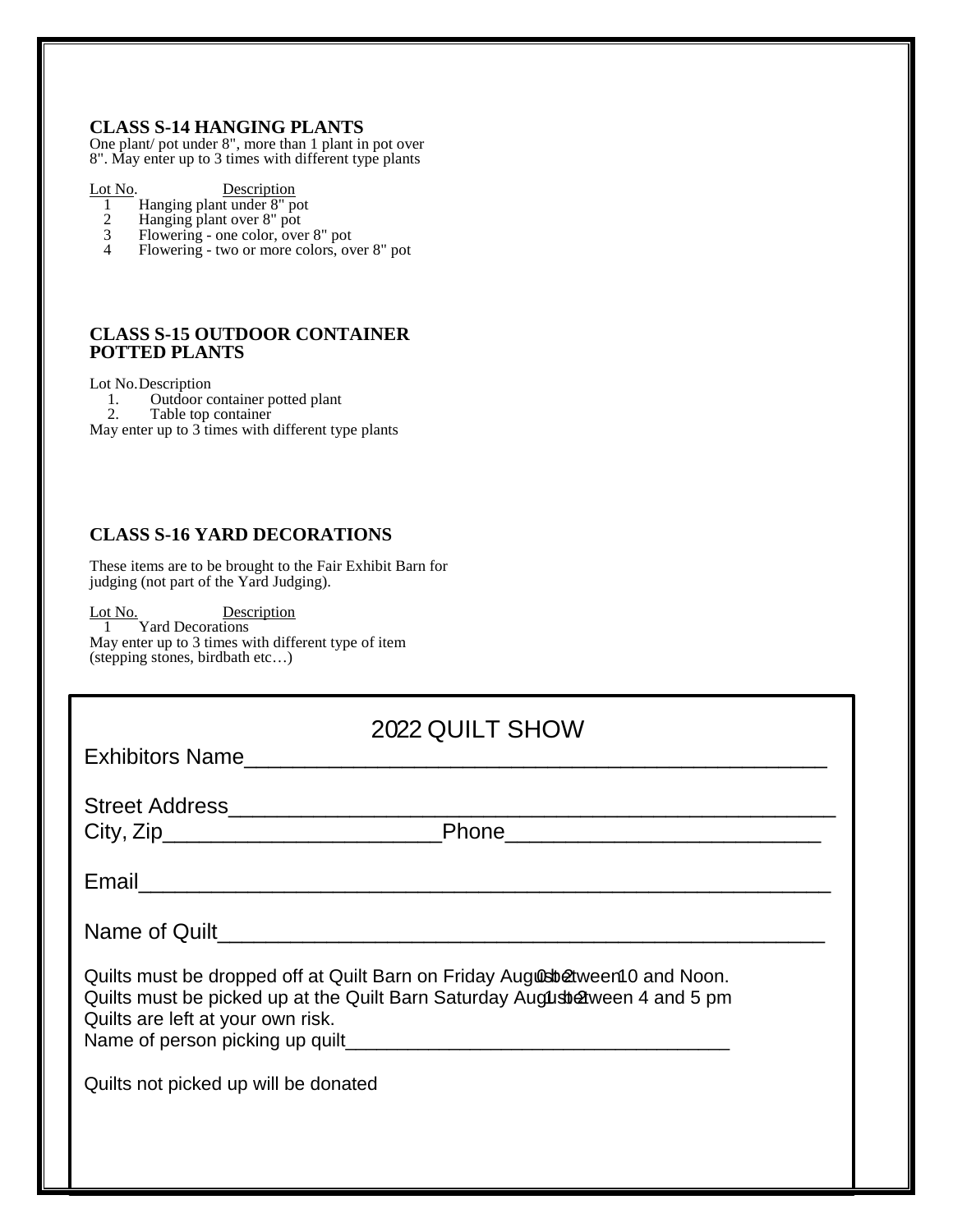### CLASS S-14 HANGING PLANTS

One plant/ pot under 8", more than 1 plant in pot over 8". May enter up to 3 times with different type plants

| Lot No. | Description |
| --- | --- |
| 1 | Hanging plant under 8" pot |
| 2 | Hanging plant over 8" pot |
| 3 | Flowering - one color, over 8" pot |
| 4 | Flowering - two or more colors, over 8" pot |

### CLASS S-15 OUTDOOR CONTAINER POTTED PLANTS

| Lot No. | Description |
| --- | --- |
| 1. | Outdoor container potted plant |
| 2. | Table top container |

May enter up to 3 times with different type plants

### CLASS S-16 YARD DECORATIONS

These items are to be brought to the Fair Exhibit Barn for judging (not part of the Yard Judging).

| Lot No. | Description |
| --- | --- |
| 1 | Yard Decorations |

May enter up to 3 times with different type of item (stepping stones, birdbath etc…)

## 2022 QUILT SHOW

Exhibitors Name_______________________________________________

Street Address_________________________________________________

City, Zip_______________________Phone__________________________

Email__________________________________________________________

Name of Quilt__________________________________________________

Quilts must be dropped off at Quilt Barn on Friday August 12 between 10 and Noon.
Quilts must be picked up at the Quilt Barn Saturday August 20 between 4 and 5 pm
Quilts are left at your own risk.
Name of person picking up quilt____________________________________

Quilts not picked up will be donated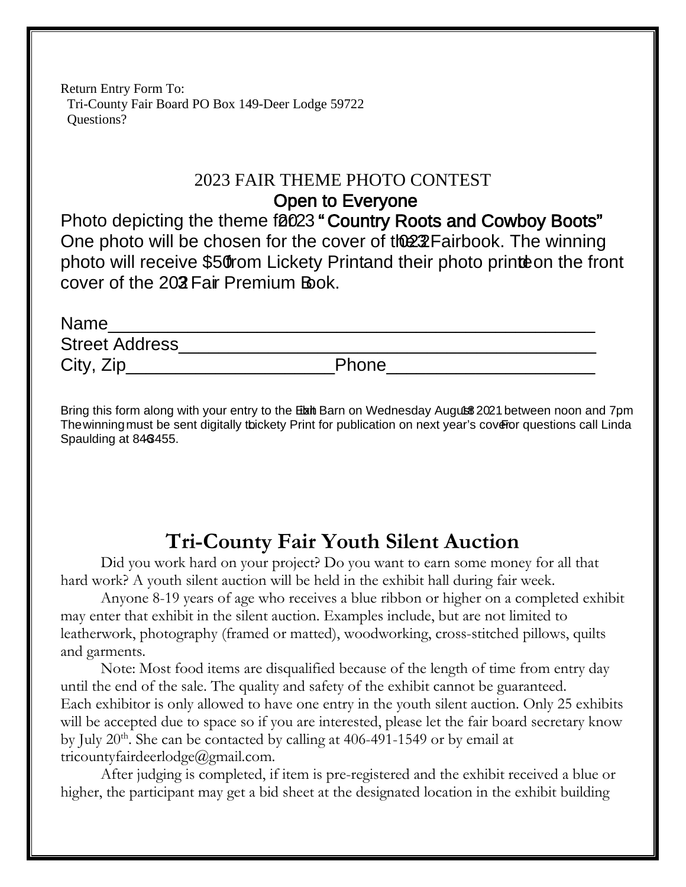Return Entry Form To:
Tri-County Fair Board PO Box 149-Deer Lodge 59722
Questions?

## 2023 FAIR THEME PHOTO CONTEST

### Open to Everyone

Photo depicting the theme for 2023 **"Country Roots and Cowboy Boots"**
One photo will be chosen for the cover of the 2023 Fairbook. The winning photo will receive $50 from Lickety Print and their photo printed on the front cover of the 2023 Fair Premium Book.

Name_______________________________________________
Street Address_________________________________________
City, Zip_____________________Phone_____________________

Bring this form along with your entry to the Exh Barn on Wednesday August 18 2021 between noon and 7pm. The winning must be sent digitally to Lickety Print for publication on next year's cover. For questions call Linda Spaulding at 846-3455.

# Tri-County Fair Youth Silent Auction

Did you work hard on your project? Do you want to earn some money for all that hard work? A youth silent auction will be held in the exhibit hall during fair week.

Anyone 8-19 years of age who receives a blue ribbon or higher on a completed exhibit may enter that exhibit in the silent auction. Examples include, but are not limited to leatherwork, photography (framed or matted), woodworking, cross-stitched pillows, quilts and garments.

Note: Most food items are disqualified because of the length of time from entry day until the end of the sale. The quality and safety of the exhibit cannot be guaranteed. Each exhibitor is only allowed to have one entry in the youth silent auction. Only 25 exhibits will be accepted due to space so if you are interested, please let the fair board secretary know by July 20th. She can be contacted by calling at 406-491-1549 or by email at tricountyfairdeerlodge@gmail.com.

After judging is completed, if item is pre-registered and the exhibit received a blue or higher, the participant may get a bid sheet at the designated location in the exhibit building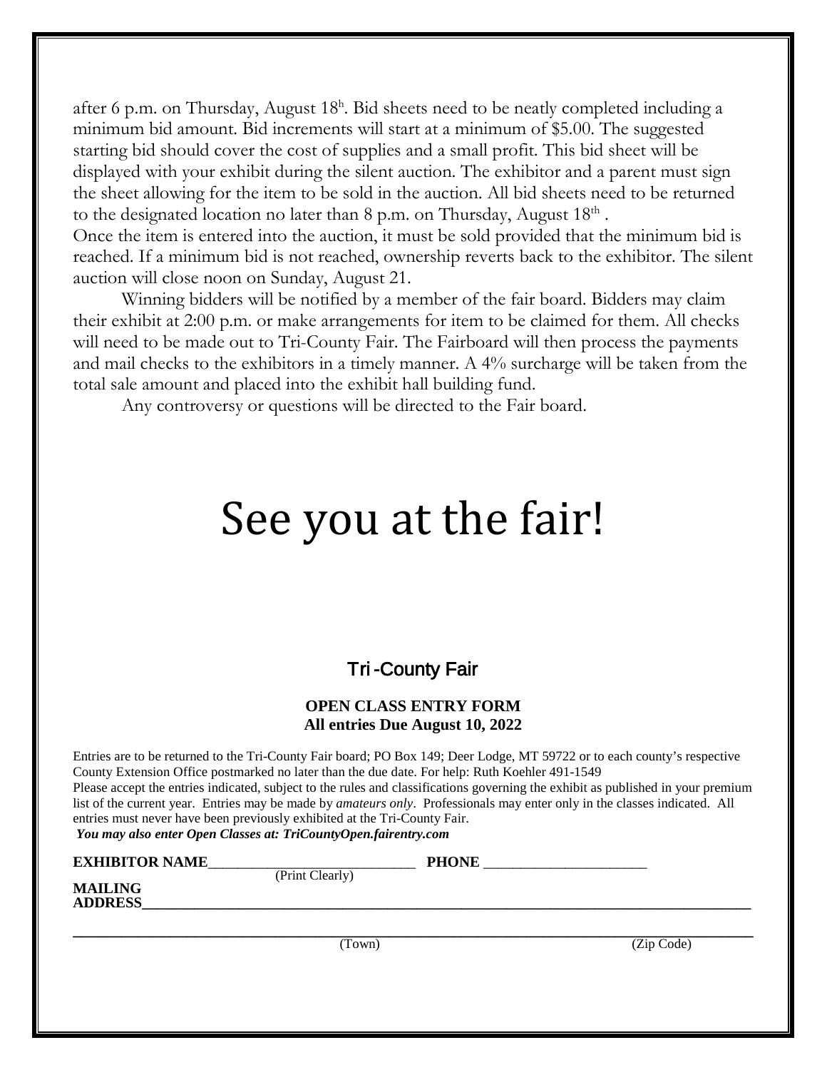after 6 p.m. on Thursday, August 18h. Bid sheets need to be neatly completed including a minimum bid amount. Bid increments will start at a minimum of $5.00. The suggested starting bid should cover the cost of supplies and a small profit. This bid sheet will be displayed with your exhibit during the silent auction. The exhibitor and a parent must sign the sheet allowing for the item to be sold in the auction. All bid sheets need to be returned to the designated location no later than 8 p.m. on Thursday, August 18th .
Once the item is entered into the auction, it must be sold provided that the minimum bid is reached. If a minimum bid is not reached, ownership reverts back to the exhibitor. The silent auction will close noon on Sunday, August 21.

Winning bidders will be notified by a member of the fair board. Bidders may claim their exhibit at 2:00 p.m. or make arrangements for item to be claimed for them. All checks will need to be made out to Tri-County Fair. The Fairboard will then process the payments and mail checks to the exhibitors in a timely manner. A 4% surcharge will be taken from the total sale amount and placed into the exhibit hall building fund.

Any controversy or questions will be directed to the Fair board.

# See you at the fair!

## Tri-County Fair

**OPEN CLASS ENTRY FORM**
**All entries Due August 10, 2022**

Entries are to be returned to the Tri-County Fair board; PO Box 149; Deer Lodge, MT 59722 or to each county's respective County Extension Office postmarked no later than the due date. For help: Ruth Koehler 491-1549
Please accept the entries indicated, subject to the rules and classifications governing the exhibit as published in your premium list of the current year. Entries may be made by *amateurs only*. Professionals may enter only in the classes indicated. All entries must never have been previously exhibited at the Tri-County Fair.
***You may also enter Open Classes at: TriCountyOpen.fairentry.com***

**EXHIBITOR NAME**____________________________ **PHONE** ______________________
(Print Clearly)

**MAILING ADDRESS**________________________________________________________________

________________________________________________________________________________
(Town) (Zip Code)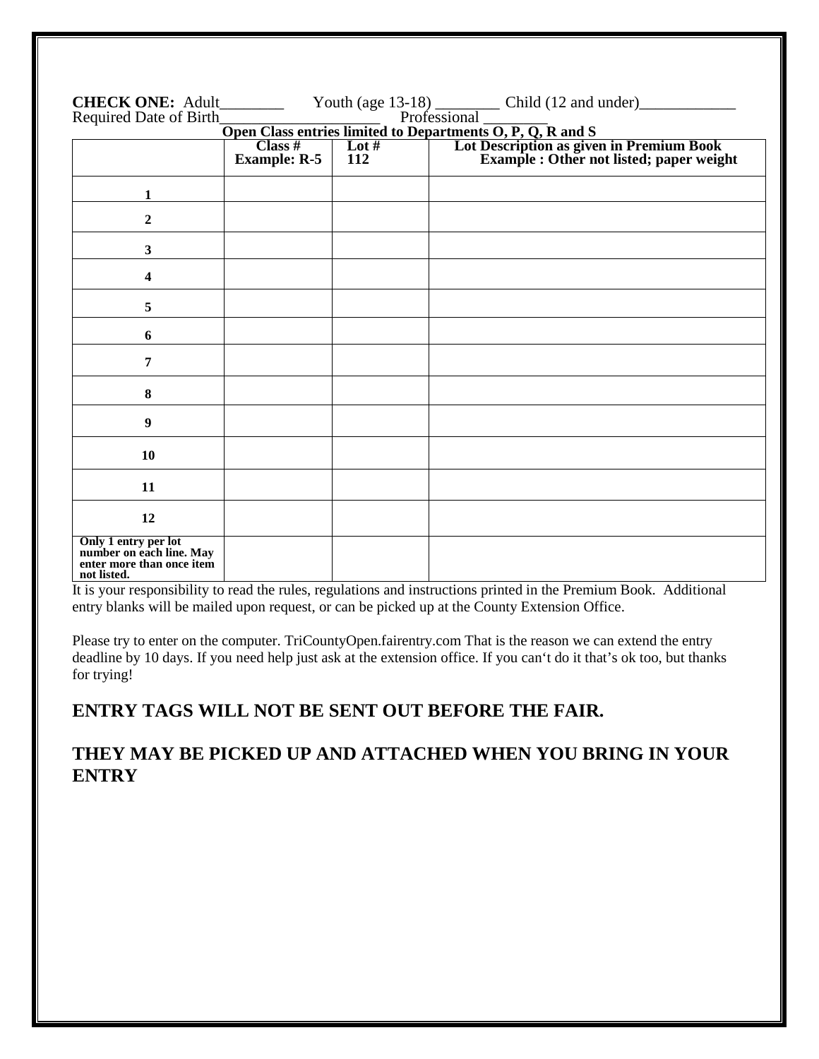**CHECK ONE:** Adult________ Youth (age 13-18) ________ Child (12 and under)____________

Required Date of Birth____________________ Professional ________

**Open Class entries limited to Departments O, P, Q, R and S**

| | **Class #**<br>**Example: R-5** | **Lot #**<br>**112** | **Lot Description as given in Premium Book**<br>**Example : Other not listed; paper weight** |
|---|---|---|---|
| **1** | | | |
| **2** | | | |
| **3** | | | |
| **4** | | | |
| **5** | | | |
| **6** | | | |
| **7** | | | |
| **8** | | | |
| **9** | | | |
| **10** | | | |
| **11** | | | |
| **12** | | | |
| **Only 1 entry per lot number on each line. May enter more than once item not listed.** | | | |

It is your responsibility to read the rules, regulations and instructions printed in the Premium Book. Additional entry blanks will be mailed upon request, or can be picked up at the County Extension Office.

Please try to enter on the computer. TriCountyOpen.fairentry.com That is the reason we can extend the entry deadline by 10 days. If you need help just ask at the extension office. If you can't do it that's ok too, but thanks for trying!

## ENTRY TAGS WILL NOT BE SENT OUT BEFORE THE FAIR.

## THEY MAY BE PICKED UP AND ATTACHED WHEN YOU BRING IN YOUR ENTRY